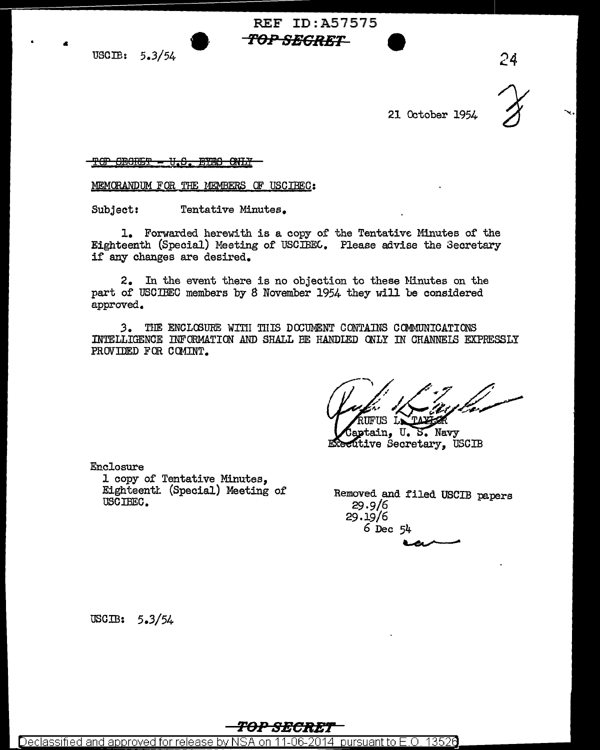REF ID:A57575

~~TOP SECRET~~

USCIB: 5.3/54

24

21 October 1954

~~TOP SECRET - U.S. EYES ONLY~~

MEMORANDUM FOR THE MEMBERS OF USCIBEC:

Subject: Tentative Minutes.

1. Forwarded herewith is a copy of the Tentative Minutes of the Eighteenth (Special) Meeting of USCIBEC. Please advise the Secretary if any changes are desired.

2. In the event there is no objection to these Minutes on the part of USCIBEC members by 8 November 1954 they will be considered approved.

3. THE ENCLOSURE WITH THIS DOCUMENT CONTAINS COMMUNICATIONS INTELLIGENCE INFORMATION AND SHALL BE HANDLED ONLY IN CHANNELS EXPRESSLY PROVIDED FOR COMINT.

RUFUS L. TAYLOR
Captain, U. S. Navy
Executive Secretary, USCIB

Enclosure
1 copy of Tentative Minutes, Eighteenth (Special) Meeting of USCIBEC.

Removed and filed USCIB papers
29.9/6
29.19/6
6 Dec 54

USCIB: 5.3/54

~~TOP SECRET~~

Declassified and approved for release by NSA on 11-06-2014 pursuant to E.O. 13526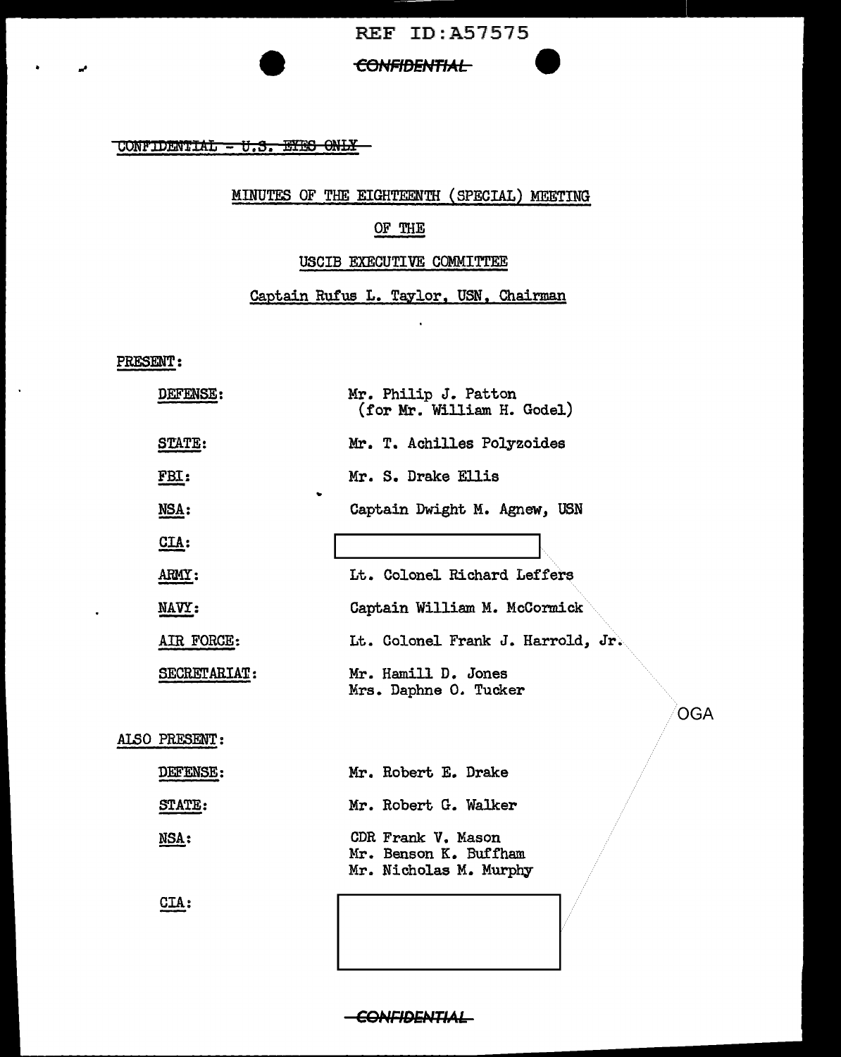REF ID:A57575

~~CONFIDENTIAL~~

~~CONFIDENTIAL - U.S. EYES ONLY~~

MINUTES OF THE EIGHTEENTH (SPECIAL) MEETING

OF THE

USCIB EXECUTIVE COMMITTEE

Captain Rufus L. Taylor, USN, Chairman

PRESENT:

| | |
|---|---|
| DEFENSE: | Mr. Philip J. Patton (for Mr. William H. Godel) |
| STATE: | Mr. T. Achilles Polyzoides |
| FBI: | Mr. S. Drake Ellis |
| NSA: | Captain Dwight M. Agnew, USN |
| CIA: | [redacted] |
| ARMY: | Lt. Colonel Richard Leffers |
| NAVY: | Captain William M. McCormick |
| AIR FORCE: | Lt. Colonel Frank J. Harrold, Jr. |
| SECRETARIAT: | Mr. Hamill D. Jones<br>Mrs. Daphne O. Tucker |

OGA

ALSO PRESENT:

| | |
|---|---|
| DEFENSE: | Mr. Robert E. Drake |
| STATE: | Mr. Robert G. Walker |
| NSA: | CDR Frank V. Mason<br>Mr. Benson K. Buffham<br>Mr. Nicholas M. Murphy |
| CIA: | [redacted] |

~~CONFIDENTIAL~~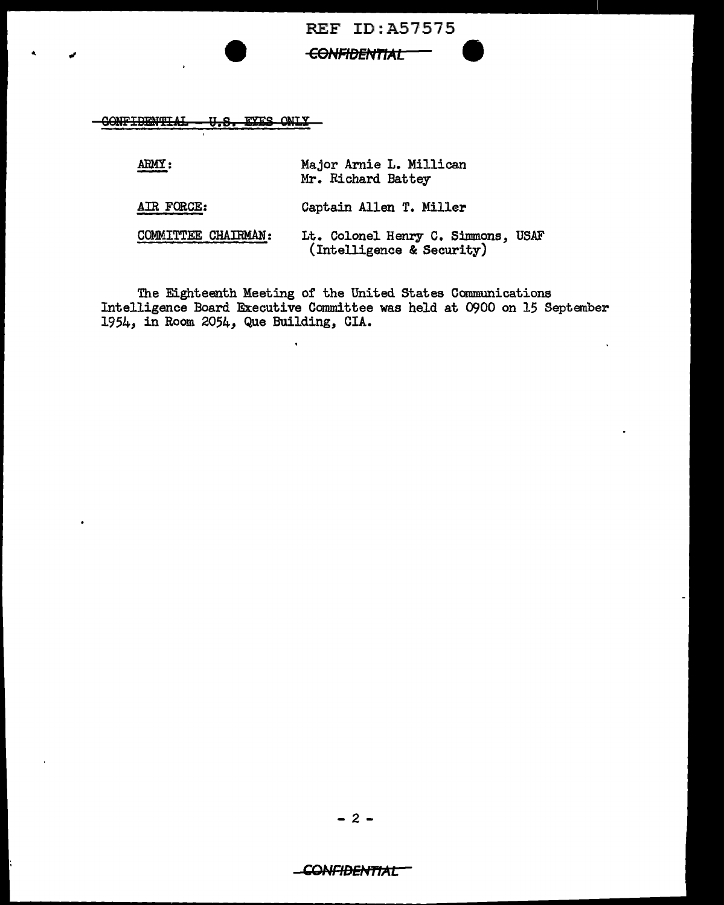REF ID:A57575

~~CONFIDENTIAL~~

~~CONFIDENTIAL - U.S. EYES ONLY~~

| | |
|---|---|
| ARMY: | Major Arnie L. Millican<br>Mr. Richard Battey |
| AIR FORCE: | Captain Allen T. Miller |
| COMMITTEE CHAIRMAN: | Lt. Colonel Henry C. Simmons, USAF<br>(Intelligence & Security) |

The Eighteenth Meeting of the United States Communications Intelligence Board Executive Committee was held at 0900 on 15 September 1954, in Room 2054, Que Building, CIA.

~~CONFIDENTIAL~~